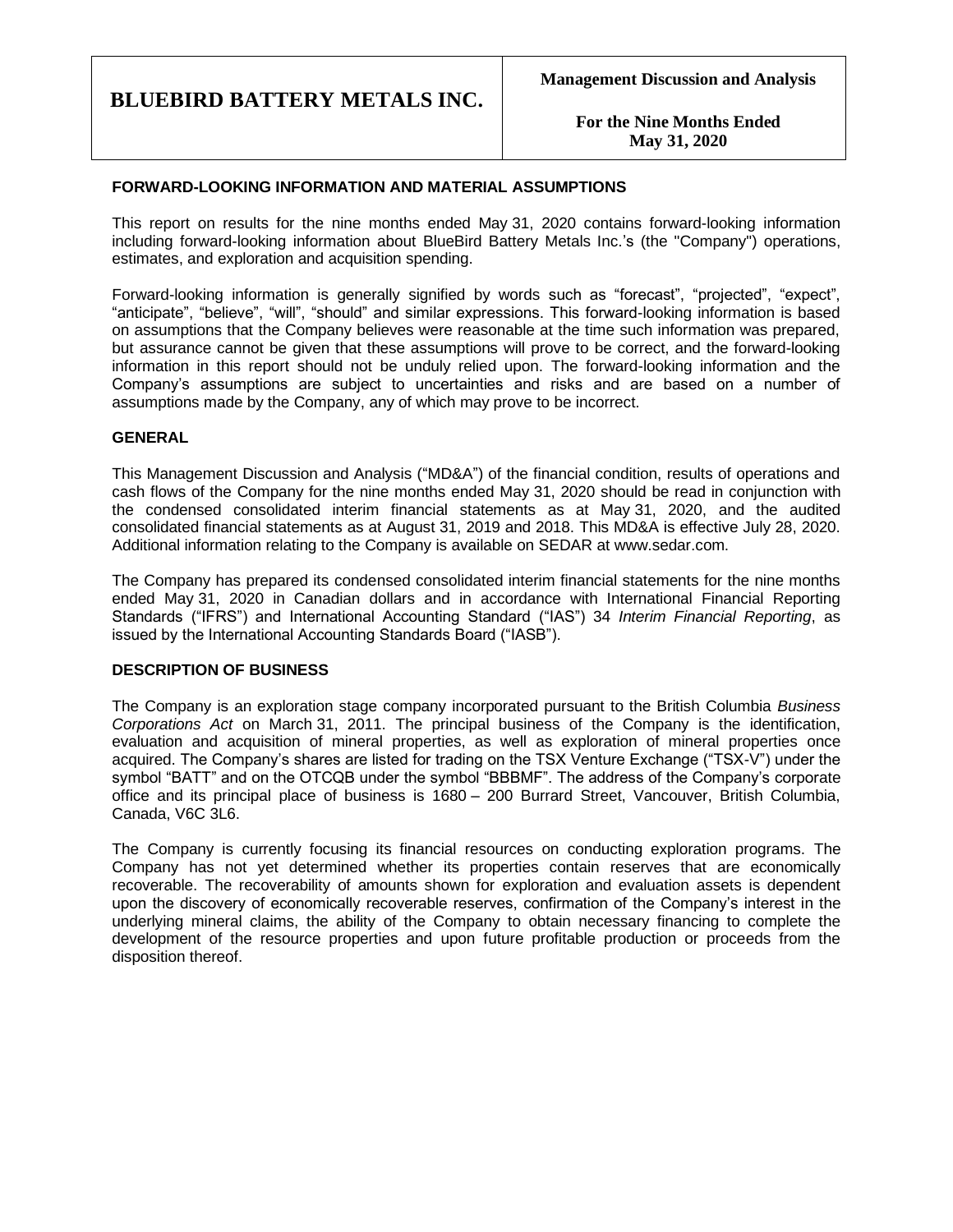# BLUEBIRD BATTERY METALS INC.

**Management Discussion and Analysis**

**For the Nine Months Ended May 31, 2020**

## FORWARD-LOOKING INFORMATION AND MATERIAL ASSUMPTIONS

This report on results for the nine months ended May 31, 2020 contains forward-looking information including forward-looking information about BlueBird Battery Metals Inc.'s (the "Company") operations, estimates, and exploration and acquisition spending.

Forward-looking information is generally signified by words such as "forecast", "projected", "expect", "anticipate", "believe", "will", "should" and similar expressions. This forward-looking information is based on assumptions that the Company believes were reasonable at the time such information was prepared, but assurance cannot be given that these assumptions will prove to be correct, and the forward-looking information in this report should not be unduly relied upon. The forward-looking information and the Company's assumptions are subject to uncertainties and risks and are based on a number of assumptions made by the Company, any of which may prove to be incorrect.

## GENERAL

This Management Discussion and Analysis ("MD&A") of the financial condition, results of operations and cash flows of the Company for the nine months ended May 31, 2020 should be read in conjunction with the condensed consolidated interim financial statements as at May 31, 2020, and the audited consolidated financial statements as at August 31, 2019 and 2018. This MD&A is effective July 28, 2020. Additional information relating to the Company is available on SEDAR at www.sedar.com.

The Company has prepared its condensed consolidated interim financial statements for the nine months ended May 31, 2020 in Canadian dollars and in accordance with International Financial Reporting Standards ("IFRS") and International Accounting Standard ("IAS") 34 *Interim Financial Reporting*, as issued by the International Accounting Standards Board ("IASB").

## DESCRIPTION OF BUSINESS

The Company is an exploration stage company incorporated pursuant to the British Columbia *Business Corporations Act* on March 31, 2011. The principal business of the Company is the identification, evaluation and acquisition of mineral properties, as well as exploration of mineral properties once acquired. The Company's shares are listed for trading on the TSX Venture Exchange ("TSX-V") under the symbol "BATT" and on the OTCQB under the symbol "BBBMF". The address of the Company's corporate office and its principal place of business is 1680 – 200 Burrard Street, Vancouver, British Columbia, Canada, V6C 3L6.

The Company is currently focusing its financial resources on conducting exploration programs. The Company has not yet determined whether its properties contain reserves that are economically recoverable. The recoverability of amounts shown for exploration and evaluation assets is dependent upon the discovery of economically recoverable reserves, confirmation of the Company's interest in the underlying mineral claims, the ability of the Company to obtain necessary financing to complete the development of the resource properties and upon future profitable production or proceeds from the disposition thereof.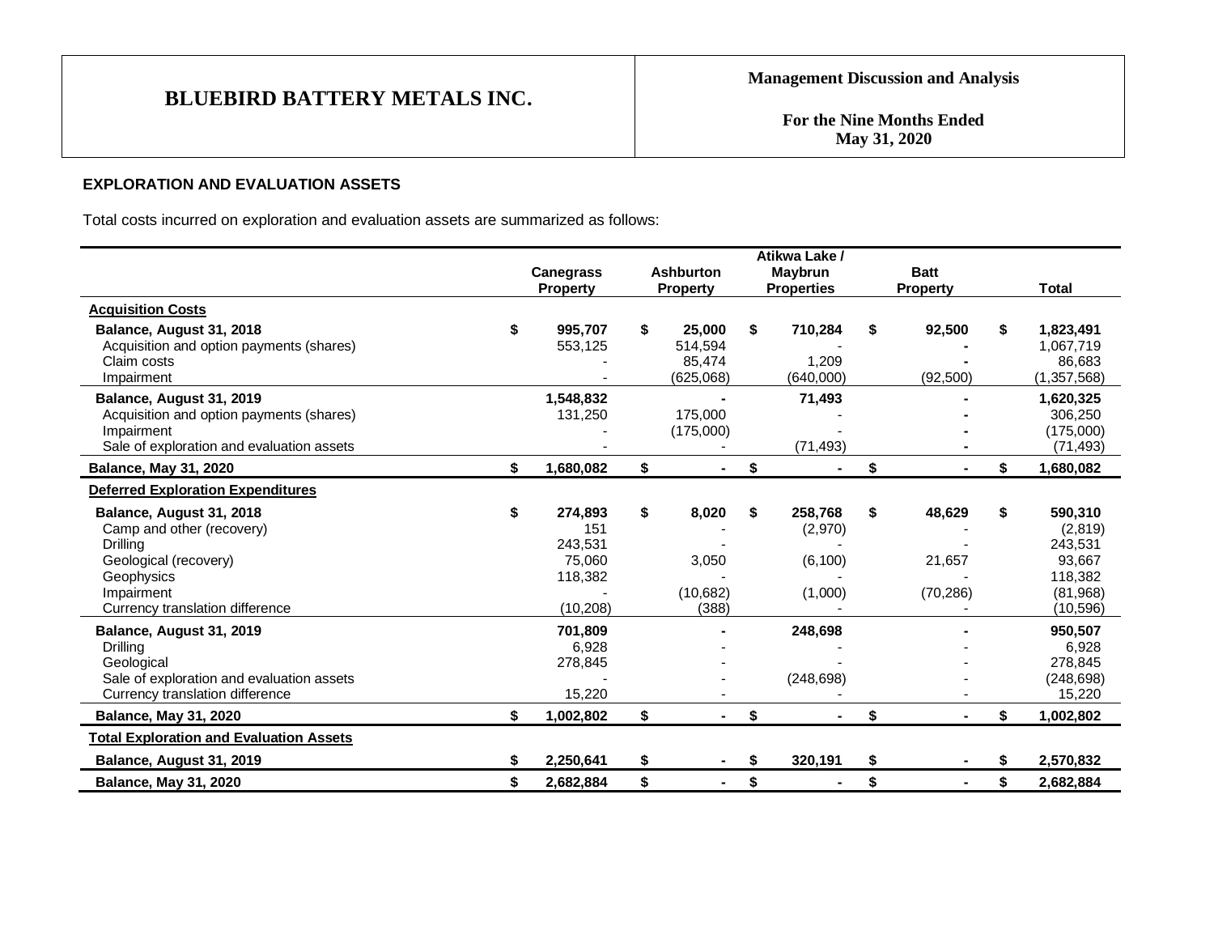## EXPLORATION AND EVALUATION ASSETS

Total costs incurred on exploration and evaluation assets are summarized as follows:

| | Canegrass Property | Ashburton Property | Atikwa Lake / Maybrun Properties | Batt Property | Total |
|---|---|---|---|---|---|
| **Acquisition Costs** | | | | | |
| **Balance, August 31, 2018** | **$ 995,707** | **$ 25,000** | **$ 710,284** | **$ 92,500** | **$ 1,823,491** |
| Acquisition and option payments (shares) | 553,125 | 514,594 | - | **-** | 1,067,719 |
| Claim costs | - | 85,474 | 1,209 | **-** | 86,683 |
| Impairment | - | (625,068) | (640,000) | (92,500) | (1,357,568) |
| **Balance, August 31, 2019** | **1,548,832** | **-** | **71,493** | **-** | **1,620,325** |
| Acquisition and option payments (shares) | 131,250 | 175,000 | - | **-** | 306,250 |
| Impairment | - | (175,000) | - | **-** | (175,000) |
| Sale of exploration and evaluation assets | - | - | (71,493) | **-** | (71,493) |
| **Balance, May 31, 2020** | **$ 1,680,082** | **$ -** | **$ -** | **$ -** | **$ 1,680,082** |
| **Deferred Exploration Expenditures** | | | | | |
| **Balance, August 31, 2018** | **$ 274,893** | **$ 8,020** | **$ 258,768** | **$ 48,629** | **$ 590,310** |
| Camp and other (recovery) | 151 | - | (2,970) | - | (2,819) |
| Drilling | 243,531 | - | - | - | 243,531 |
| Geological (recovery) | 75,060 | 3,050 | (6,100) | 21,657 | 93,667 |
| Geophysics | 118,382 | - | - | - | 118,382 |
| Impairment | - | (10,682) | (1,000) | (70,286) | (81,968) |
| Currency translation difference | (10,208) | (388) | - | - | (10,596) |
| **Balance, August 31, 2019** | **701,809** | **-** | **248,698** | **-** | **950,507** |
| Drilling | 6,928 | - | - | - | 6,928 |
| Geological | 278,845 | - | - | - | 278,845 |
| Sale of exploration and evaluation assets | - | - | (248,698) | - | (248,698) |
| Currency translation difference | 15,220 | - | - | - | 15,220 |
| **Balance, May 31, 2020** | **$ 1,002,802** | **$ -** | **$ -** | **$ -** | **$ 1,002,802** |
| **Total Exploration and Evaluation Assets** | | | | | |
| **Balance, August 31, 2019** | **$ 2,250,641** | **$ -** | **$ 320,191** | **$ -** | **$ 2,570,832** |
| **Balance, May 31, 2020** | **$ 2,682,884** | **$ -** | **$ -** | **$ -** | **$ 2,682,884** |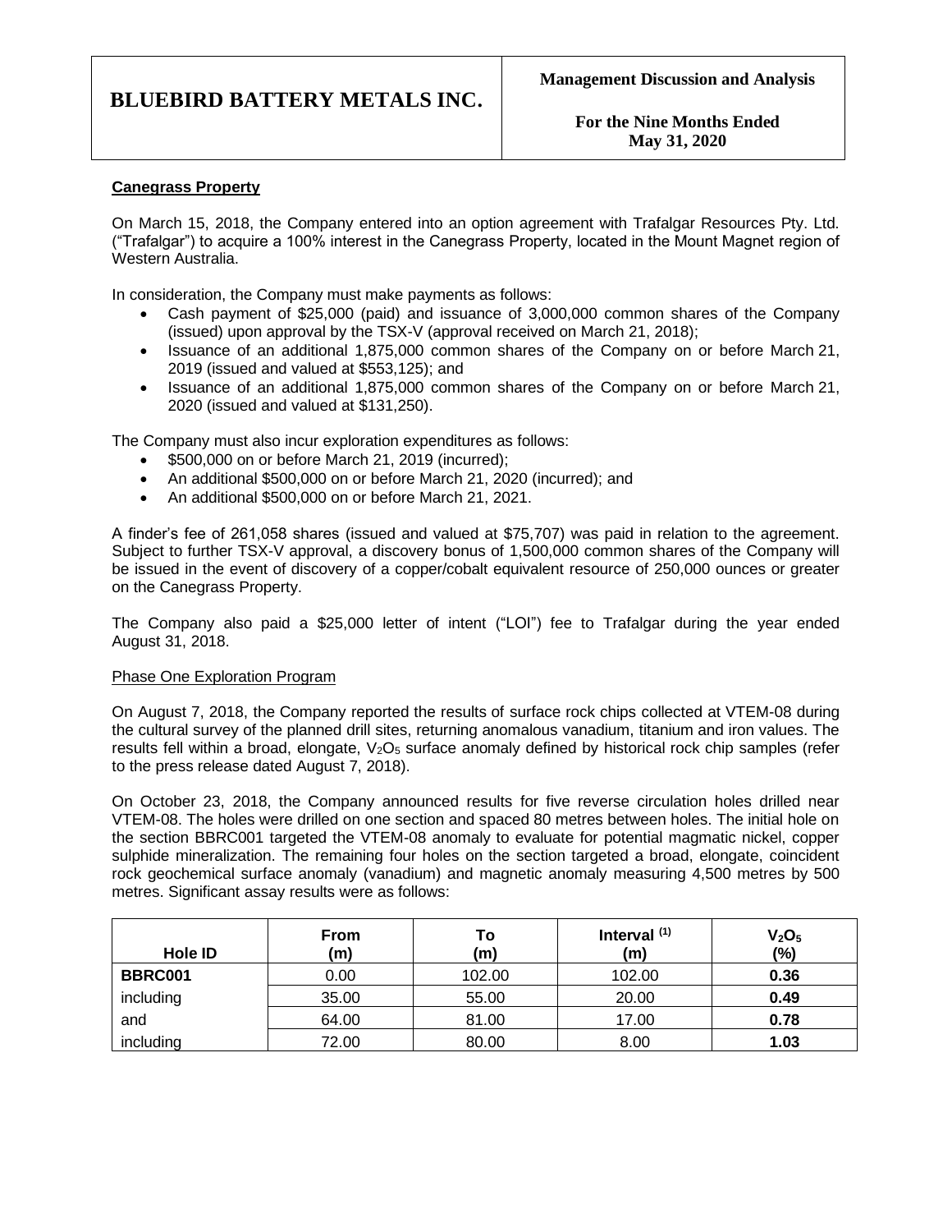**Canegrass Property**

On March 15, 2018, the Company entered into an option agreement with Trafalgar Resources Pty. Ltd. ("Trafalgar") to acquire a 100% interest in the Canegrass Property, located in the Mount Magnet region of Western Australia.

In consideration, the Company must make payments as follows:

- Cash payment of $25,000 (paid) and issuance of 3,000,000 common shares of the Company (issued) upon approval by the TSX-V (approval received on March 21, 2018);
- Issuance of an additional 1,875,000 common shares of the Company on or before March 21, 2019 (issued and valued at $553,125); and
- Issuance of an additional 1,875,000 common shares of the Company on or before March 21, 2020 (issued and valued at $131,250).

The Company must also incur exploration expenditures as follows:

- $500,000 on or before March 21, 2019 (incurred);
- An additional $500,000 on or before March 21, 2020 (incurred); and
- An additional $500,000 on or before March 21, 2021.

A finder's fee of 261,058 shares (issued and valued at $75,707) was paid in relation to the agreement. Subject to further TSX-V approval, a discovery bonus of 1,500,000 common shares of the Company will be issued in the event of discovery of a copper/cobalt equivalent resource of 250,000 ounces or greater on the Canegrass Property.

The Company also paid a $25,000 letter of intent ("LOI") fee to Trafalgar during the year ended August 31, 2018.

Phase One Exploration Program

On August 7, 2018, the Company reported the results of surface rock chips collected at VTEM-08 during the cultural survey of the planned drill sites, returning anomalous vanadium, titanium and iron values. The results fell within a broad, elongate, $V_2O_5$ surface anomaly defined by historical rock chip samples (refer to the press release dated August 7, 2018).

On October 23, 2018, the Company announced results for five reverse circulation holes drilled near VTEM-08. The holes were drilled on one section and spaced 80 metres between holes. The initial hole on the section BBRC001 targeted the VTEM-08 anomaly to evaluate for potential magmatic nickel, copper sulphide mineralization. The remaining four holes on the section targeted a broad, elongate, coincident rock geochemical surface anomaly (vanadium) and magnetic anomaly measuring 4,500 metres by 500 metres. Significant assay results were as follows:

| Hole ID | From (m) | To (m) | Interval [(1)] (m) | $V_2O_5$ (%) |
|---|---|---|---|---|
| **BBRC001** | 0.00 | 102.00 | 102.00 | **0.36** |
| including | 35.00 | 55.00 | 20.00 | **0.49** |
| and | 64.00 | 81.00 | 17.00 | **0.78** |
| including | 72.00 | 80.00 | 8.00 | **1.03** |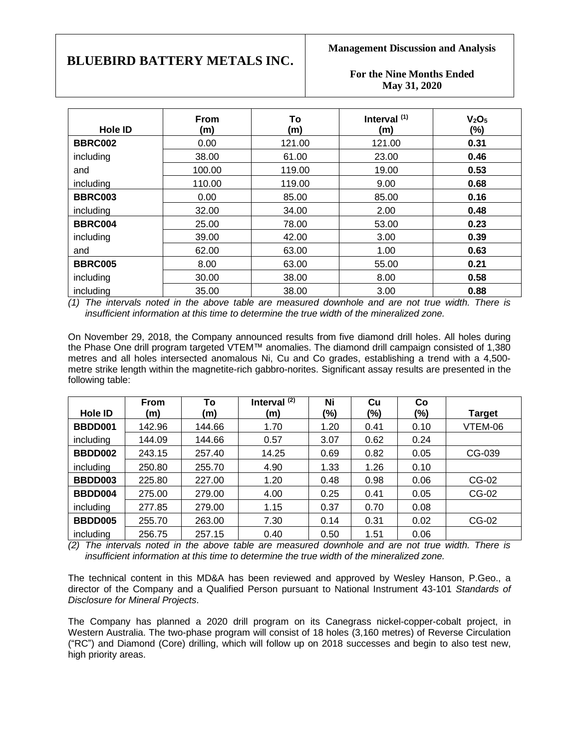| Hole ID | From (m) | To (m) | Interval [1] (m) | $V_2O_5$ (%) |
|---|---|---|---|---|
| **BBRC002** | 0.00 | 121.00 | 121.00 | **0.31** |
| including | 38.00 | 61.00 | 23.00 | **0.46** |
| and | 100.00 | 119.00 | 19.00 | **0.53** |
| including | 110.00 | 119.00 | 9.00 | **0.68** |
| **BBRC003** | 0.00 | 85.00 | 85.00 | **0.16** |
| including | 32.00 | 34.00 | 2.00 | **0.48** |
| **BBRC004** | 25.00 | 78.00 | 53.00 | **0.23** |
| including | 39.00 | 42.00 | 3.00 | **0.39** |
| and | 62.00 | 63.00 | 1.00 | **0.63** |
| **BBRC005** | 8.00 | 63.00 | 55.00 | **0.21** |
| including | 30.00 | 38.00 | 8.00 | **0.58** |
| including | 35.00 | 38.00 | 3.00 | **0.88** |

*(1) The intervals noted in the above table are measured downhole and are not true width. There is insufficient information at this time to determine the true width of the mineralized zone.*

On November 29, 2018, the Company announced results from five diamond drill holes. All holes during the Phase One drill program targeted VTEM™ anomalies. The diamond drill campaign consisted of 1,380 metres and all holes intersected anomalous Ni, Cu and Co grades, establishing a trend with a 4,500-metre strike length within the magnetite-rich gabbro-norites. Significant assay results are presented in the following table:

| Hole ID | From (m) | To (m) | Interval [2] (m) | Ni (%) | Cu (%) | Co (%) | Target |
|---|---|---|---|---|---|---|---|
| **BBDD001** | 142.96 | 144.66 | 1.70 | 1.20 | 0.41 | 0.10 | VTEM-06 |
| including | 144.09 | 144.66 | 0.57 | 3.07 | 0.62 | 0.24 | |
| **BBDD002** | 243.15 | 257.40 | 14.25 | 0.69 | 0.82 | 0.05 | CG-039 |
| including | 250.80 | 255.70 | 4.90 | 1.33 | 1.26 | 0.10 | |
| **BBDD003** | 225.80 | 227.00 | 1.20 | 0.48 | 0.98 | 0.06 | CG-02 |
| **BBDD004** | 275.00 | 279.00 | 4.00 | 0.25 | 0.41 | 0.05 | CG-02 |
| including | 277.85 | 279.00 | 1.15 | 0.37 | 0.70 | 0.08 | |
| **BBDD005** | 255.70 | 263.00 | 7.30 | 0.14 | 0.31 | 0.02 | CG-02 |
| including | 256.75 | 257.15 | 0.40 | 0.50 | 1.51 | 0.06 | |

*(2) The intervals noted in the above table are measured downhole and are not true width. There is insufficient information at this time to determine the true width of the mineralized zone.*

The technical content in this MD&A has been reviewed and approved by Wesley Hanson, P.Geo., a director of the Company and a Qualified Person pursuant to National Instrument 43-101 *Standards of Disclosure for Mineral Projects*.

The Company has planned a 2020 drill program on its Canegrass nickel-copper-cobalt project, in Western Australia. The two-phase program will consist of 18 holes (3,160 metres) of Reverse Circulation ("RC") and Diamond (Core) drilling, which will follow up on 2018 successes and begin to also test new, high priority areas.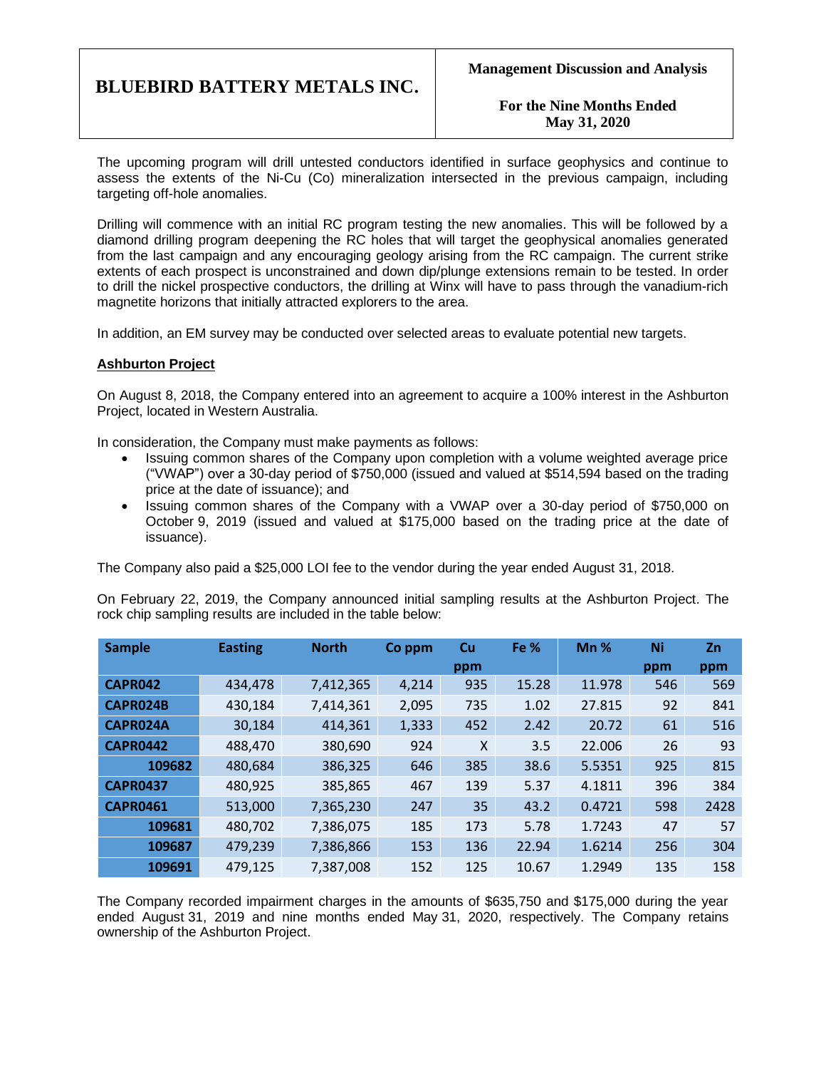The upcoming program will drill untested conductors identified in surface geophysics and continue to assess the extents of the Ni-Cu (Co) mineralization intersected in the previous campaign, including targeting off-hole anomalies.

Drilling will commence with an initial RC program testing the new anomalies. This will be followed by a diamond drilling program deepening the RC holes that will target the geophysical anomalies generated from the last campaign and any encouraging geology arising from the RC campaign. The current strike extents of each prospect is unconstrained and down dip/plunge extensions remain to be tested. In order to drill the nickel prospective conductors, the drilling at Winx will have to pass through the vanadium-rich magnetite horizons that initially attracted explorers to the area.

In addition, an EM survey may be conducted over selected areas to evaluate potential new targets.

**Ashburton Project**

On August 8, 2018, the Company entered into an agreement to acquire a 100% interest in the Ashburton Project, located in Western Australia.

In consideration, the Company must make payments as follows:

- Issuing common shares of the Company upon completion with a volume weighted average price ("VWAP") over a 30-day period of $750,000 (issued and valued at $514,594 based on the trading price at the date of issuance); and
- Issuing common shares of the Company with a VWAP over a 30-day period of $750,000 on October 9, 2019 (issued and valued at $175,000 based on the trading price at the date of issuance).

The Company also paid a $25,000 LOI fee to the vendor during the year ended August 31, 2018.

On February 22, 2019, the Company announced initial sampling results at the Ashburton Project. The rock chip sampling results are included in the table below:

| Sample | Easting | North | Co ppm | Cu ppm | Fe % | Mn % | Ni ppm | Zn ppm |
|---|---|---|---|---|---|---|---|---|
| CAPR042 | 434,478 | 7,412,365 | 4,214 | 935 | 15.28 | 11.978 | 546 | 569 |
| CAPR024B | 430,184 | 7,414,361 | 2,095 | 735 | 1.02 | 27.815 | 92 | 841 |
| CAPR024A | 30,184 | 414,361 | 1,333 | 452 | 2.42 | 20.72 | 61 | 516 |
| CAPR0442 | 488,470 | 380,690 | 924 | X | 3.5 | 22.006 | 26 | 93 |
| 109682 | 480,684 | 386,325 | 646 | 385 | 38.6 | 5.5351 | 925 | 815 |
| CAPR0437 | 480,925 | 385,865 | 467 | 139 | 5.37 | 4.1811 | 396 | 384 |
| CAPR0461 | 513,000 | 7,365,230 | 247 | 35 | 43.2 | 0.4721 | 598 | 2428 |
| 109681 | 480,702 | 7,386,075 | 185 | 173 | 5.78 | 1.7243 | 47 | 57 |
| 109687 | 479,239 | 7,386,866 | 153 | 136 | 22.94 | 1.6214 | 256 | 304 |
| 109691 | 479,125 | 7,387,008 | 152 | 125 | 10.67 | 1.2949 | 135 | 158 |

The Company recorded impairment charges in the amounts of $635,750 and $175,000 during the year ended August 31, 2019 and nine months ended May 31, 2020, respectively. The Company retains ownership of the Ashburton Project.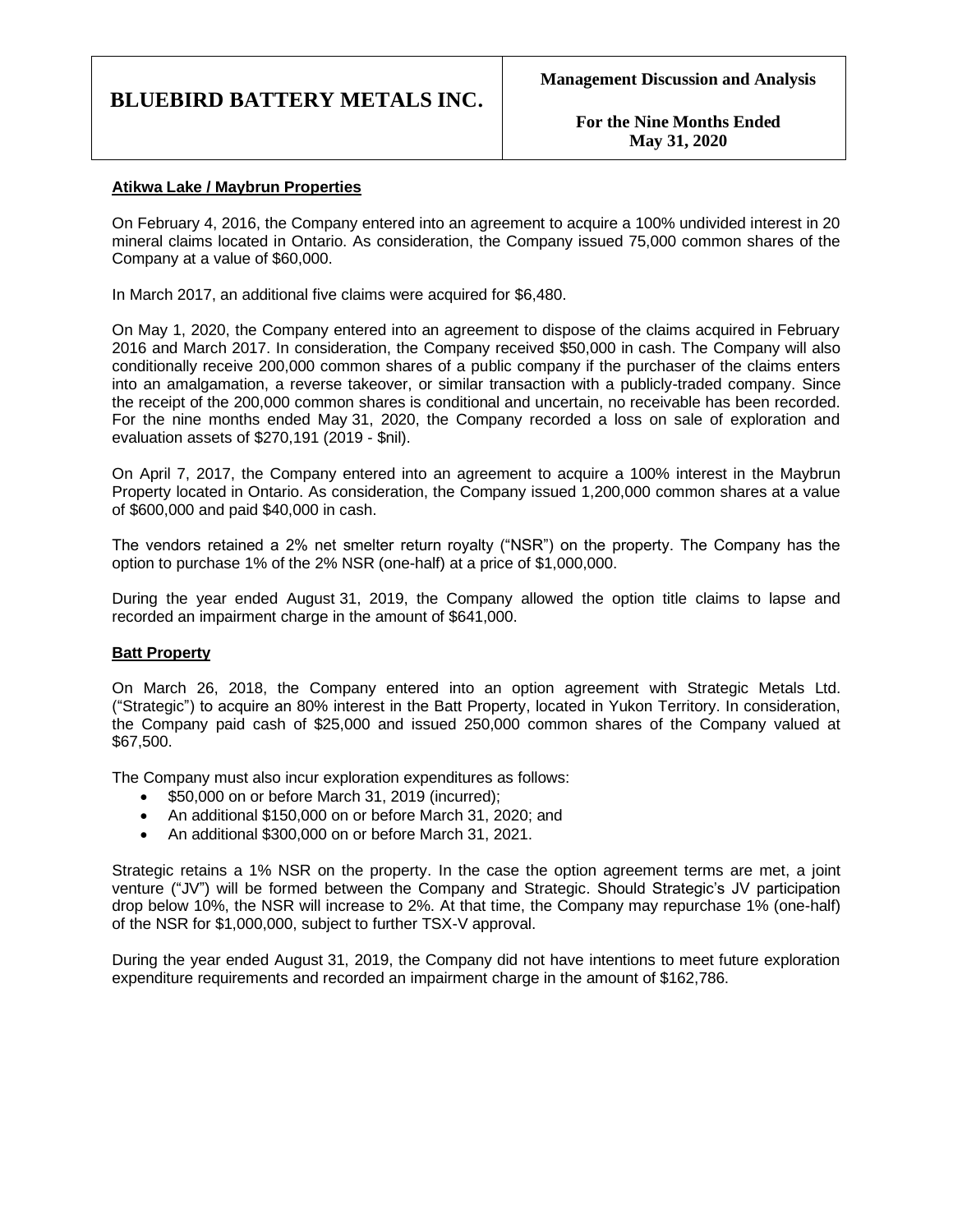### Atikwa Lake / Maybrun Properties

On February 4, 2016, the Company entered into an agreement to acquire a 100% undivided interest in 20 mineral claims located in Ontario. As consideration, the Company issued 75,000 common shares of the Company at a value of $60,000.

In March 2017, an additional five claims were acquired for $6,480.

On May 1, 2020, the Company entered into an agreement to dispose of the claims acquired in February 2016 and March 2017. In consideration, the Company received $50,000 in cash. The Company will also conditionally receive 200,000 common shares of a public company if the purchaser of the claims enters into an amalgamation, a reverse takeover, or similar transaction with a publicly-traded company. Since the receipt of the 200,000 common shares is conditional and uncertain, no receivable has been recorded. For the nine months ended May 31, 2020, the Company recorded a loss on sale of exploration and evaluation assets of $270,191 (2019 - $nil).

On April 7, 2017, the Company entered into an agreement to acquire a 100% interest in the Maybrun Property located in Ontario. As consideration, the Company issued 1,200,000 common shares at a value of $600,000 and paid $40,000 in cash.

The vendors retained a 2% net smelter return royalty ("NSR") on the property. The Company has the option to purchase 1% of the 2% NSR (one-half) at a price of $1,000,000.

During the year ended August 31, 2019, the Company allowed the option title claims to lapse and recorded an impairment charge in the amount of $641,000.

### Batt Property

On March 26, 2018, the Company entered into an option agreement with Strategic Metals Ltd. ("Strategic") to acquire an 80% interest in the Batt Property, located in Yukon Territory. In consideration, the Company paid cash of $25,000 and issued 250,000 common shares of the Company valued at $67,500.

The Company must also incur exploration expenditures as follows:

- $50,000 on or before March 31, 2019 (incurred);
- An additional $150,000 on or before March 31, 2020; and
- An additional $300,000 on or before March 31, 2021.

Strategic retains a 1% NSR on the property. In the case the option agreement terms are met, a joint venture ("JV") will be formed between the Company and Strategic. Should Strategic's JV participation drop below 10%, the NSR will increase to 2%. At that time, the Company may repurchase 1% (one-half) of the NSR for $1,000,000, subject to further TSX-V approval.

During the year ended August 31, 2019, the Company did not have intentions to meet future exploration expenditure requirements and recorded an impairment charge in the amount of $162,786.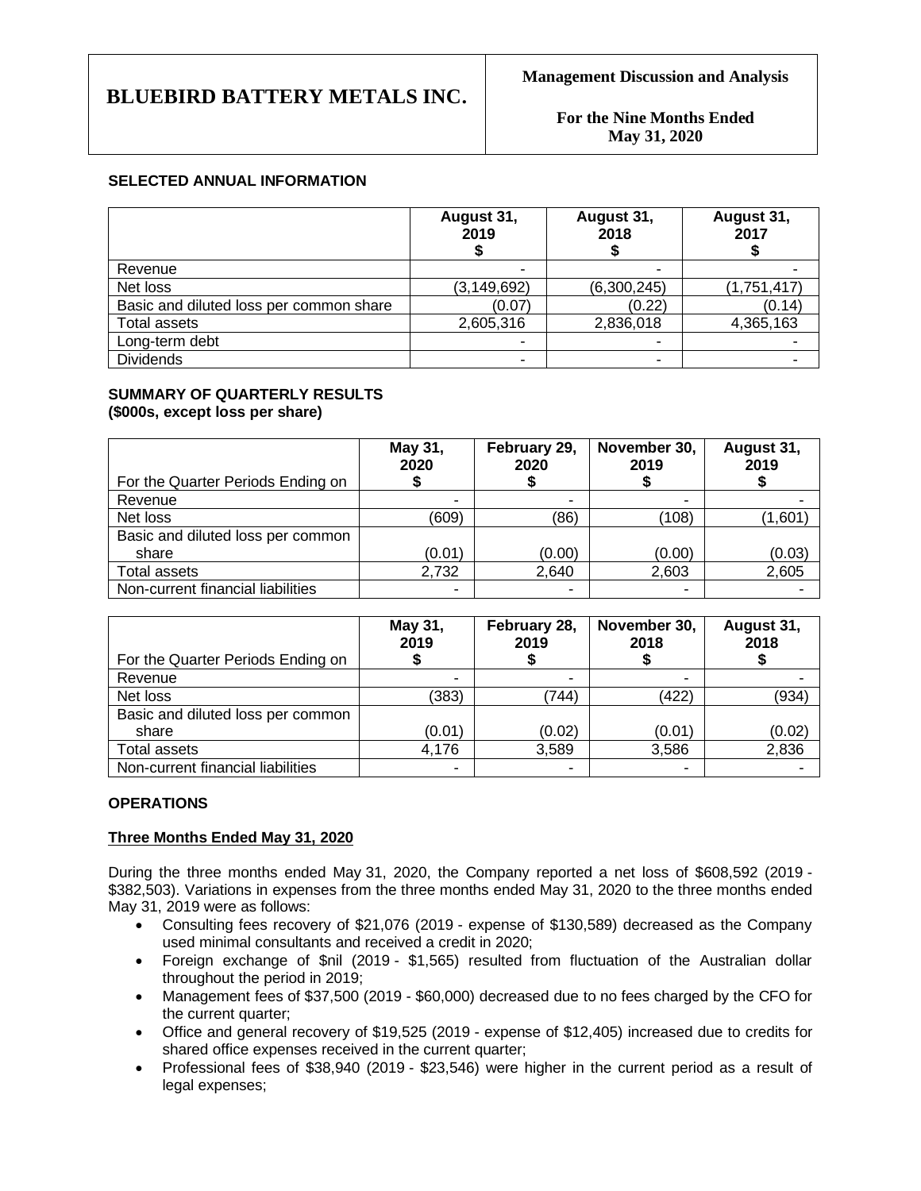## SELECTED ANNUAL INFORMATION

| | August 31, 2019 $ | August 31, 2018 $ | August 31, 2017 $ |
|---|---|---|---|
| Revenue | - | - | - |
| Net loss | (3,149,692) | (6,300,245) | (1,751,417) |
| Basic and diluted loss per common share | (0.07) | (0.22) | (0.14) |
| Total assets | 2,605,316 | 2,836,018 | 4,365,163 |
| Long-term debt | - | - | - |
| Dividends | - | - | - |

## SUMMARY OF QUARTERLY RESULTS
**(\$000s, except loss per share)**

| For the Quarter Periods Ending on | May 31, 2020 $ | February 29, 2020 $ | November 30, 2019 $ | August 31, 2019 $ |
|---|---|---|---|---|
| Revenue | - | - | - | - |
| Net loss | (609) | (86) | (108) | (1,601) |
| Basic and diluted loss per common share | (0.01) | (0.00) | (0.00) | (0.03) |
| Total assets | 2,732 | 2,640 | 2,603 | 2,605 |
| Non-current financial liabilities | - | - | - | - |

| For the Quarter Periods Ending on | May 31, 2019 $ | February 28, 2019 $ | November 30, 2018 $ | August 31, 2018 $ |
|---|---|---|---|---|
| Revenue | - | - | - | - |
| Net loss | (383) | (744) | (422) | (934) |
| Basic and diluted loss per common share | (0.01) | (0.02) | (0.01) | (0.02) |
| Total assets | 4,176 | 3,589 | 3,586 | 2,836 |
| Non-current financial liabilities | - | - | - | - |

## OPERATIONS

### Three Months Ended May 31, 2020

During the three months ended May 31, 2020, the Company reported a net loss of $608,592 (2019 - $382,503). Variations in expenses from the three months ended May 31, 2020 to the three months ended May 31, 2019 were as follows:

- Consulting fees recovery of $21,076 (2019 - expense of $130,589) decreased as the Company used minimal consultants and received a credit in 2020;
- Foreign exchange of $nil (2019 - $1,565) resulted from fluctuation of the Australian dollar throughout the period in 2019;
- Management fees of $37,500 (2019 - $60,000) decreased due to no fees charged by the CFO for the current quarter;
- Office and general recovery of $19,525 (2019 - expense of $12,405) increased due to credits for shared office expenses received in the current quarter;
- Professional fees of $38,940 (2019 - $23,546) were higher in the current period as a result of legal expenses;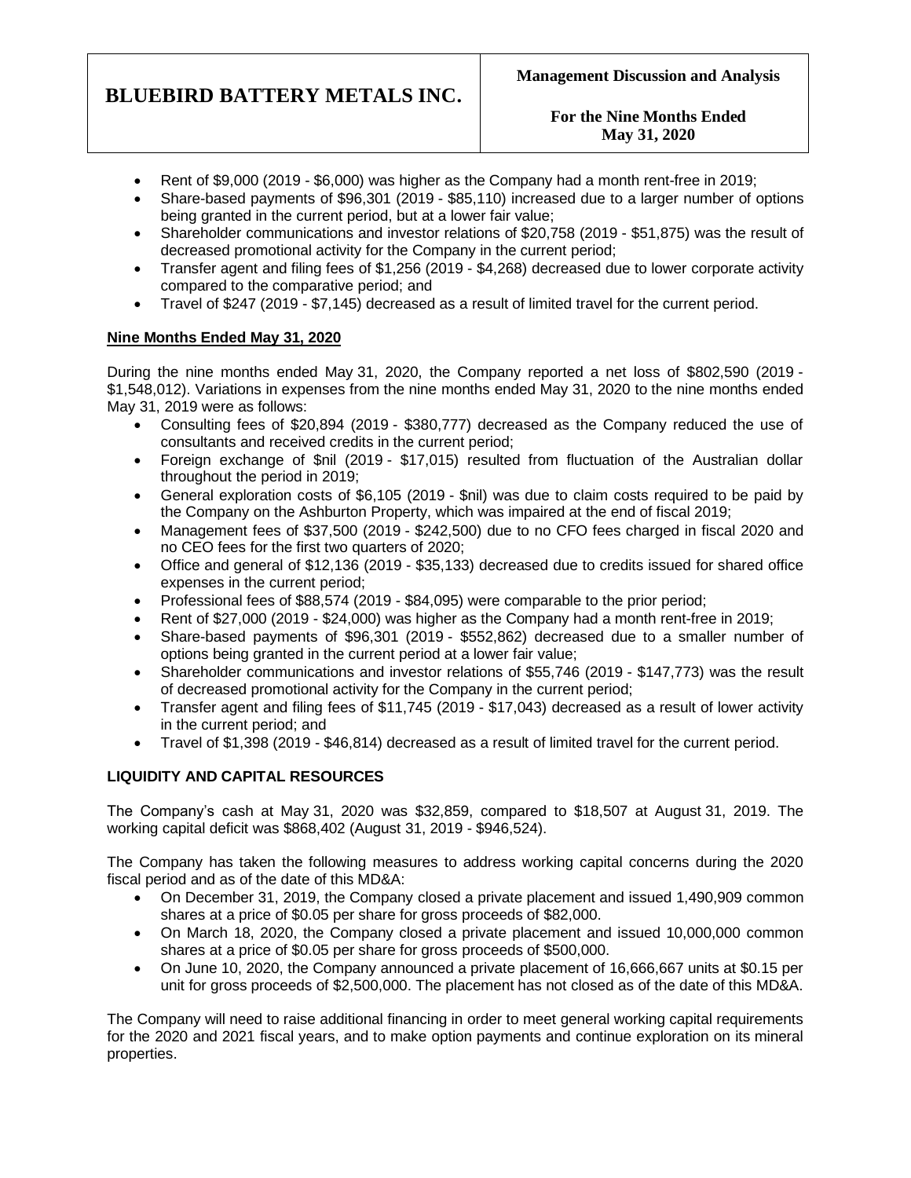- Rent of $9,000 (2019 - $6,000) was higher as the Company had a month rent-free in 2019;
- Share-based payments of $96,301 (2019 - $85,110) increased due to a larger number of options being granted in the current period, but at a lower fair value;
- Shareholder communications and investor relations of $20,758 (2019 - $51,875) was the result of decreased promotional activity for the Company in the current period;
- Transfer agent and filing fees of $1,256 (2019 - $4,268) decreased due to lower corporate activity compared to the comparative period; and
- Travel of $247 (2019 - $7,145) decreased as a result of limited travel for the current period.

**Nine Months Ended May 31, 2020**

During the nine months ended May 31, 2020, the Company reported a net loss of $802,590 (2019 - $1,548,012). Variations in expenses from the nine months ended May 31, 2020 to the nine months ended May 31, 2019 were as follows:

- Consulting fees of $20,894 (2019 - $380,777) decreased as the Company reduced the use of consultants and received credits in the current period;
- Foreign exchange of $nil (2019 - $17,015) resulted from fluctuation of the Australian dollar throughout the period in 2019;
- General exploration costs of $6,105 (2019 - $nil) was due to claim costs required to be paid by the Company on the Ashburton Property, which was impaired at the end of fiscal 2019;
- Management fees of $37,500 (2019 - $242,500) due to no CFO fees charged in fiscal 2020 and no CEO fees for the first two quarters of 2020;
- Office and general of $12,136 (2019 - $35,133) decreased due to credits issued for shared office expenses in the current period;
- Professional fees of $88,574 (2019 - $84,095) were comparable to the prior period;
- Rent of $27,000 (2019 - $24,000) was higher as the Company had a month rent-free in 2019;
- Share-based payments of $96,301 (2019 - $552,862) decreased due to a smaller number of options being granted in the current period at a lower fair value;
- Shareholder communications and investor relations of $55,746 (2019 - $147,773) was the result of decreased promotional activity for the Company in the current period;
- Transfer agent and filing fees of $11,745 (2019 - $17,043) decreased as a result of lower activity in the current period; and
- Travel of $1,398 (2019 - $46,814) decreased as a result of limited travel for the current period.

## LIQUIDITY AND CAPITAL RESOURCES

The Company's cash at May 31, 2020 was $32,859, compared to $18,507 at August 31, 2019. The working capital deficit was $868,402 (August 31, 2019 - $946,524).

The Company has taken the following measures to address working capital concerns during the 2020 fiscal period and as of the date of this MD&A:

- On December 31, 2019, the Company closed a private placement and issued 1,490,909 common shares at a price of $0.05 per share for gross proceeds of $82,000.
- On March 18, 2020, the Company closed a private placement and issued 10,000,000 common shares at a price of $0.05 per share for gross proceeds of $500,000.
- On June 10, 2020, the Company announced a private placement of 16,666,667 units at $0.15 per unit for gross proceeds of $2,500,000. The placement has not closed as of the date of this MD&A.

The Company will need to raise additional financing in order to meet general working capital requirements for the 2020 and 2021 fiscal years, and to make option payments and continue exploration on its mineral properties.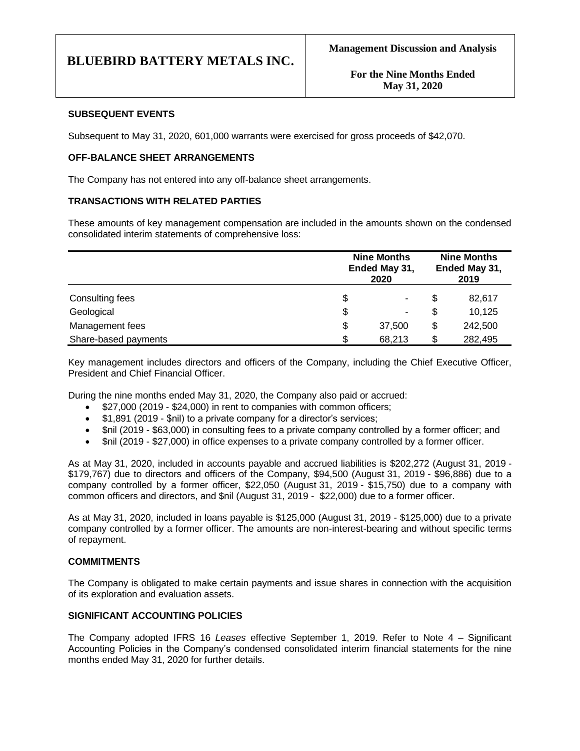## SUBSEQUENT EVENTS

Subsequent to May 31, 2020, 601,000 warrants were exercised for gross proceeds of $42,070.

## OFF-BALANCE SHEET ARRANGEMENTS

The Company has not entered into any off-balance sheet arrangements.

## TRANSACTIONS WITH RELATED PARTIES

These amounts of key management compensation are included in the amounts shown on the condensed consolidated interim statements of comprehensive loss:

| | Nine Months Ended May 31, 2020 | Nine Months Ended May 31, 2019 |
|---|---|---|
| Consulting fees | $ - | $ 82,617 |
| Geological | $ - | $ 10,125 |
| Management fees | $ 37,500 | $ 242,500 |
| Share-based payments | $ 68,213 | $ 282,495 |

Key management includes directors and officers of the Company, including the Chief Executive Officer, President and Chief Financial Officer.

During the nine months ended May 31, 2020, the Company also paid or accrued:

- $27,000 (2019 - $24,000) in rent to companies with common officers;
- $1,891 (2019 - $nil) to a private company for a director's services;
- $nil (2019 - $63,000) in consulting fees to a private company controlled by a former officer; and
- $nil (2019 - $27,000) in office expenses to a private company controlled by a former officer.

As at May 31, 2020, included in accounts payable and accrued liabilities is $202,272 (August 31, 2019 - $179,767) due to directors and officers of the Company, $94,500 (August 31, 2019 - $96,886) due to a company controlled by a former officer, $22,050 (August 31, 2019 - $15,750) due to a company with common officers and directors, and $nil (August 31, 2019 - $22,000) due to a former officer.

As at May 31, 2020, included in loans payable is $125,000 (August 31, 2019 - $125,000) due to a private company controlled by a former officer. The amounts are non-interest-bearing and without specific terms of repayment.

## COMMITMENTS

The Company is obligated to make certain payments and issue shares in connection with the acquisition of its exploration and evaluation assets.

## SIGNIFICANT ACCOUNTING POLICIES

The Company adopted IFRS 16 *Leases* effective September 1, 2019. Refer to Note 4 – Significant Accounting Policies in the Company's condensed consolidated interim financial statements for the nine months ended May 31, 2020 for further details.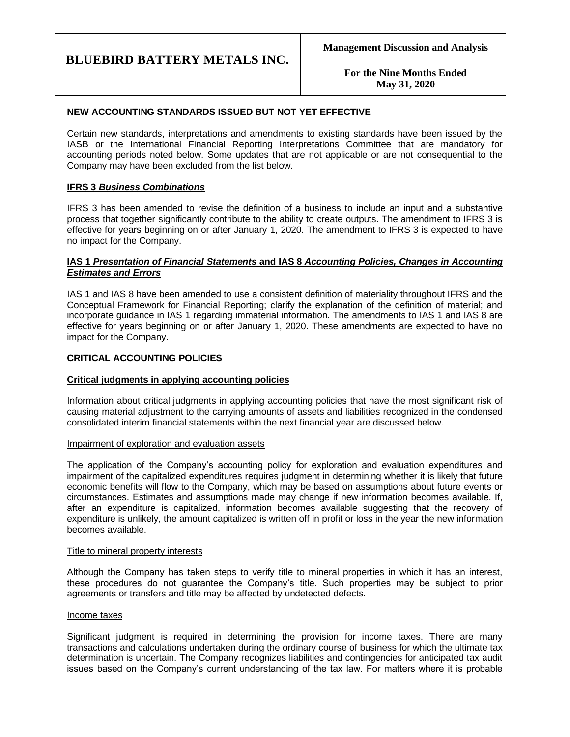## NEW ACCOUNTING STANDARDS ISSUED BUT NOT YET EFFECTIVE

Certain new standards, interpretations and amendments to existing standards have been issued by the IASB or the International Financial Reporting Interpretations Committee that are mandatory for accounting periods noted below. Some updates that are not applicable or are not consequential to the Company may have been excluded from the list below.

### IFRS 3 *Business Combinations*

IFRS 3 has been amended to revise the definition of a business to include an input and a substantive process that together significantly contribute to the ability to create outputs. The amendment to IFRS 3 is effective for years beginning on or after January 1, 2020. The amendment to IFRS 3 is expected to have no impact for the Company.

### IAS 1 *Presentation of Financial Statements* and IAS 8 *Accounting Policies, Changes in Accounting Estimates and Errors*

IAS 1 and IAS 8 have been amended to use a consistent definition of materiality throughout IFRS and the Conceptual Framework for Financial Reporting; clarify the explanation of the definition of material; and incorporate guidance in IAS 1 regarding immaterial information. The amendments to IAS 1 and IAS 8 are effective for years beginning on or after January 1, 2020. These amendments are expected to have no impact for the Company.

## CRITICAL ACCOUNTING POLICIES

### Critical judgments in applying accounting policies

Information about critical judgments in applying accounting policies that have the most significant risk of causing material adjustment to the carrying amounts of assets and liabilities recognized in the condensed consolidated interim financial statements within the next financial year are discussed below.

#### Impairment of exploration and evaluation assets

The application of the Company's accounting policy for exploration and evaluation expenditures and impairment of the capitalized expenditures requires judgment in determining whether it is likely that future economic benefits will flow to the Company, which may be based on assumptions about future events or circumstances. Estimates and assumptions made may change if new information becomes available. If, after an expenditure is capitalized, information becomes available suggesting that the recovery of expenditure is unlikely, the amount capitalized is written off in profit or loss in the year the new information becomes available.

#### Title to mineral property interests

Although the Company has taken steps to verify title to mineral properties in which it has an interest, these procedures do not guarantee the Company's title. Such properties may be subject to prior agreements or transfers and title may be affected by undetected defects.

#### Income taxes

Significant judgment is required in determining the provision for income taxes. There are many transactions and calculations undertaken during the ordinary course of business for which the ultimate tax determination is uncertain. The Company recognizes liabilities and contingencies for anticipated tax audit issues based on the Company's current understanding of the tax law. For matters where it is probable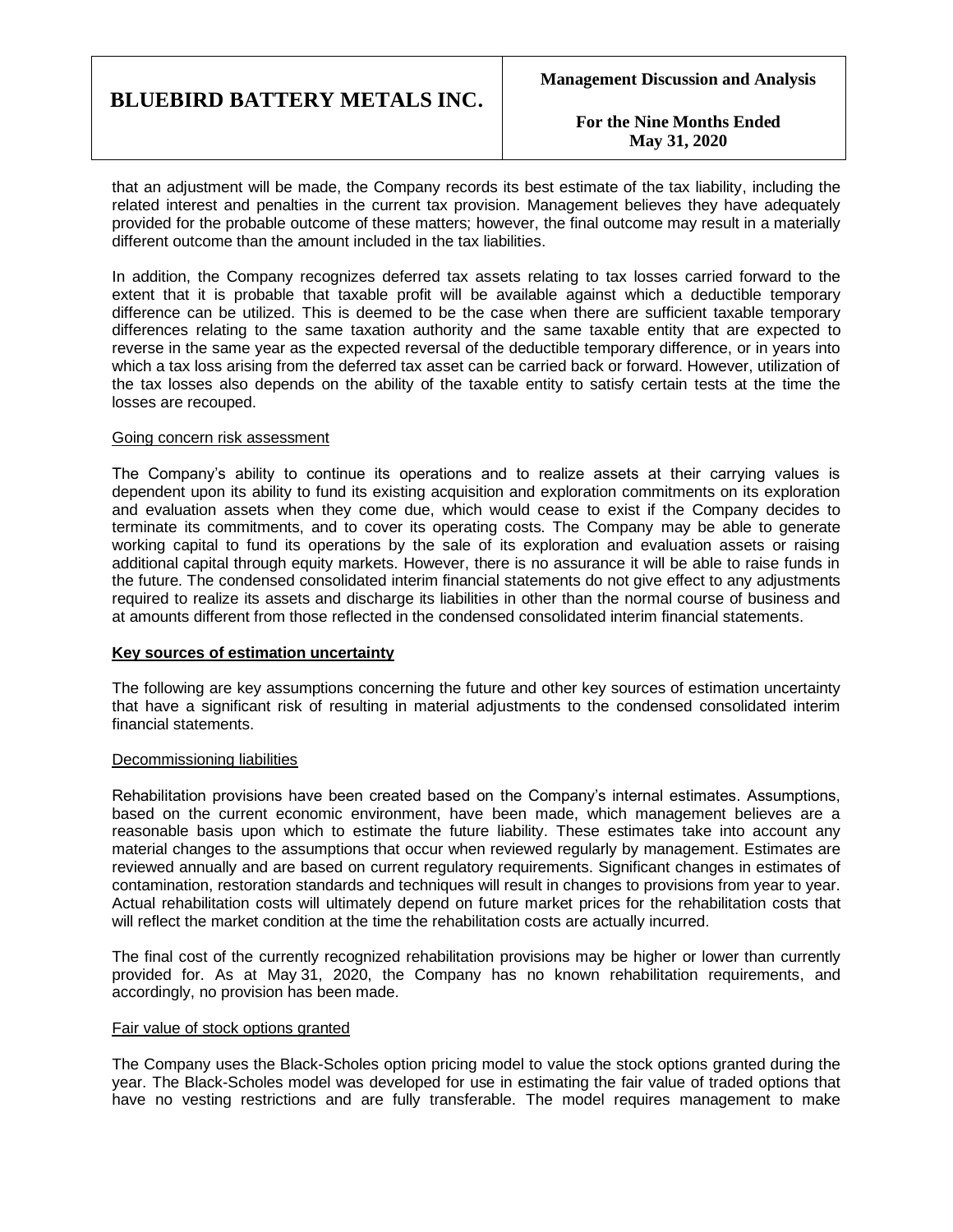that an adjustment will be made, the Company records its best estimate of the tax liability, including the related interest and penalties in the current tax provision. Management believes they have adequately provided for the probable outcome of these matters; however, the final outcome may result in a materially different outcome than the amount included in the tax liabilities.

In addition, the Company recognizes deferred tax assets relating to tax losses carried forward to the extent that it is probable that taxable profit will be available against which a deductible temporary difference can be utilized. This is deemed to be the case when there are sufficient taxable temporary differences relating to the same taxation authority and the same taxable entity that are expected to reverse in the same year as the expected reversal of the deductible temporary difference, or in years into which a tax loss arising from the deferred tax asset can be carried back or forward. However, utilization of the tax losses also depends on the ability of the taxable entity to satisfy certain tests at the time the losses are recouped.

Going concern risk assessment

The Company's ability to continue its operations and to realize assets at their carrying values is dependent upon its ability to fund its existing acquisition and exploration commitments on its exploration and evaluation assets when they come due, which would cease to exist if the Company decides to terminate its commitments, and to cover its operating costs. The Company may be able to generate working capital to fund its operations by the sale of its exploration and evaluation assets or raising additional capital through equity markets. However, there is no assurance it will be able to raise funds in the future. The condensed consolidated interim financial statements do not give effect to any adjustments required to realize its assets and discharge its liabilities in other than the normal course of business and at amounts different from those reflected in the condensed consolidated interim financial statements.

**Key sources of estimation uncertainty**

The following are key assumptions concerning the future and other key sources of estimation uncertainty that have a significant risk of resulting in material adjustments to the condensed consolidated interim financial statements.

Decommissioning liabilities

Rehabilitation provisions have been created based on the Company's internal estimates. Assumptions, based on the current economic environment, have been made, which management believes are a reasonable basis upon which to estimate the future liability. These estimates take into account any material changes to the assumptions that occur when reviewed regularly by management. Estimates are reviewed annually and are based on current regulatory requirements. Significant changes in estimates of contamination, restoration standards and techniques will result in changes to provisions from year to year. Actual rehabilitation costs will ultimately depend on future market prices for the rehabilitation costs that will reflect the market condition at the time the rehabilitation costs are actually incurred.

The final cost of the currently recognized rehabilitation provisions may be higher or lower than currently provided for. As at May 31, 2020, the Company has no known rehabilitation requirements, and accordingly, no provision has been made.

Fair value of stock options granted

The Company uses the Black-Scholes option pricing model to value the stock options granted during the year. The Black-Scholes model was developed for use in estimating the fair value of traded options that have no vesting restrictions and are fully transferable. The model requires management to make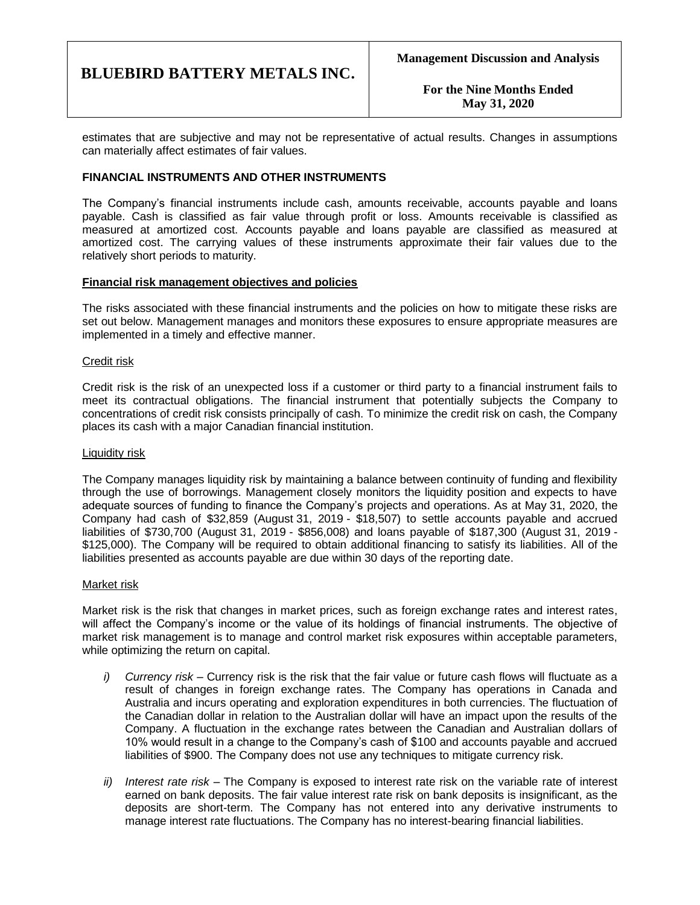estimates that are subjective and may not be representative of actual results. Changes in assumptions can materially affect estimates of fair values.

## FINANCIAL INSTRUMENTS AND OTHER INSTRUMENTS

The Company's financial instruments include cash, amounts receivable, accounts payable and loans payable. Cash is classified as fair value through profit or loss. Amounts receivable is classified as measured at amortized cost. Accounts payable and loans payable are classified as measured at amortized cost. The carrying values of these instruments approximate their fair values due to the relatively short periods to maturity.

### Financial risk management objectives and policies

The risks associated with these financial instruments and the policies on how to mitigate these risks are set out below. Management manages and monitors these exposures to ensure appropriate measures are implemented in a timely and effective manner.

#### Credit risk

Credit risk is the risk of an unexpected loss if a customer or third party to a financial instrument fails to meet its contractual obligations. The financial instrument that potentially subjects the Company to concentrations of credit risk consists principally of cash. To minimize the credit risk on cash, the Company places its cash with a major Canadian financial institution.

#### Liquidity risk

The Company manages liquidity risk by maintaining a balance between continuity of funding and flexibility through the use of borrowings. Management closely monitors the liquidity position and expects to have adequate sources of funding to finance the Company's projects and operations. As at May 31, 2020, the Company had cash of $32,859 (August 31, 2019 - $18,507) to settle accounts payable and accrued liabilities of $730,700 (August 31, 2019 - $856,008) and loans payable of $187,300 (August 31, 2019 - $125,000). The Company will be required to obtain additional financing to satisfy its liabilities. All of the liabilities presented as accounts payable are due within 30 days of the reporting date.

#### Market risk

Market risk is the risk that changes in market prices, such as foreign exchange rates and interest rates, will affect the Company's income or the value of its holdings of financial instruments. The objective of market risk management is to manage and control market risk exposures within acceptable parameters, while optimizing the return on capital.

*i) Currency risk* – Currency risk is the risk that the fair value or future cash flows will fluctuate as a result of changes in foreign exchange rates. The Company has operations in Canada and Australia and incurs operating and exploration expenditures in both currencies. The fluctuation of the Canadian dollar in relation to the Australian dollar will have an impact upon the results of the Company. A fluctuation in the exchange rates between the Canadian and Australian dollars of 10% would result in a change to the Company's cash of $100 and accounts payable and accrued liabilities of $900. The Company does not use any techniques to mitigate currency risk.

*ii) Interest rate risk* – The Company is exposed to interest rate risk on the variable rate of interest earned on bank deposits. The fair value interest rate risk on bank deposits is insignificant, as the deposits are short-term. The Company has not entered into any derivative instruments to manage interest rate fluctuations. The Company has no interest-bearing financial liabilities.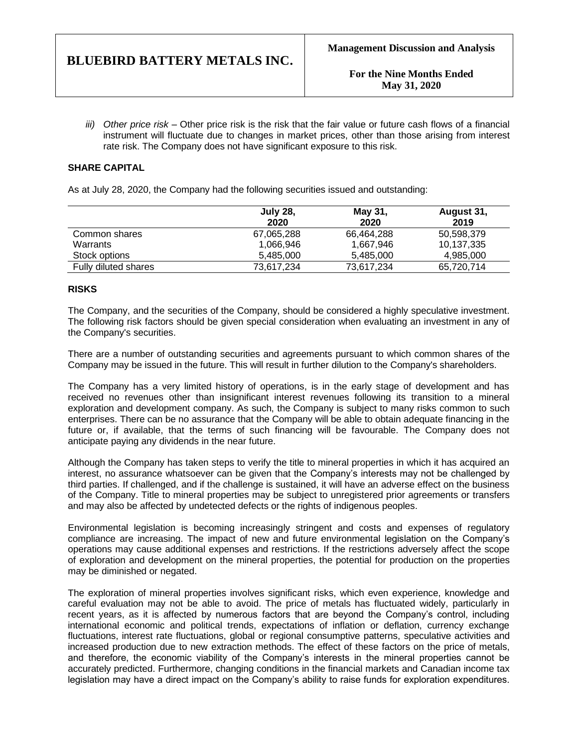*iii) Other price risk* – Other price risk is the risk that the fair value or future cash flows of a financial instrument will fluctuate due to changes in market prices, other than those arising from interest rate risk. The Company does not have significant exposure to this risk.

## SHARE CAPITAL

As at July 28, 2020, the Company had the following securities issued and outstanding:

| | July 28, 2020 | May 31, 2020 | August 31, 2019 |
|---|---|---|---|
| Common shares | 67,065,288 | 66,464,288 | 50,598,379 |
| Warrants | 1,066,946 | 1,667,946 | 10,137,335 |
| Stock options | 5,485,000 | 5,485,000 | 4,985,000 |
| Fully diluted shares | 73,617,234 | 73,617,234 | 65,720,714 |

## RISKS

The Company, and the securities of the Company, should be considered a highly speculative investment. The following risk factors should be given special consideration when evaluating an investment in any of the Company's securities.

There are a number of outstanding securities and agreements pursuant to which common shares of the Company may be issued in the future. This will result in further dilution to the Company's shareholders.

The Company has a very limited history of operations, is in the early stage of development and has received no revenues other than insignificant interest revenues following its transition to a mineral exploration and development company. As such, the Company is subject to many risks common to such enterprises. There can be no assurance that the Company will be able to obtain adequate financing in the future or, if available, that the terms of such financing will be favourable. The Company does not anticipate paying any dividends in the near future.

Although the Company has taken steps to verify the title to mineral properties in which it has acquired an interest, no assurance whatsoever can be given that the Company's interests may not be challenged by third parties. If challenged, and if the challenge is sustained, it will have an adverse effect on the business of the Company. Title to mineral properties may be subject to unregistered prior agreements or transfers and may also be affected by undetected defects or the rights of indigenous peoples.

Environmental legislation is becoming increasingly stringent and costs and expenses of regulatory compliance are increasing. The impact of new and future environmental legislation on the Company's operations may cause additional expenses and restrictions. If the restrictions adversely affect the scope of exploration and development on the mineral properties, the potential for production on the properties may be diminished or negated.

The exploration of mineral properties involves significant risks, which even experience, knowledge and careful evaluation may not be able to avoid. The price of metals has fluctuated widely, particularly in recent years, as it is affected by numerous factors that are beyond the Company's control, including international economic and political trends, expectations of inflation or deflation, currency exchange fluctuations, interest rate fluctuations, global or regional consumptive patterns, speculative activities and increased production due to new extraction methods. The effect of these factors on the price of metals, and therefore, the economic viability of the Company's interests in the mineral properties cannot be accurately predicted. Furthermore, changing conditions in the financial markets and Canadian income tax legislation may have a direct impact on the Company's ability to raise funds for exploration expenditures.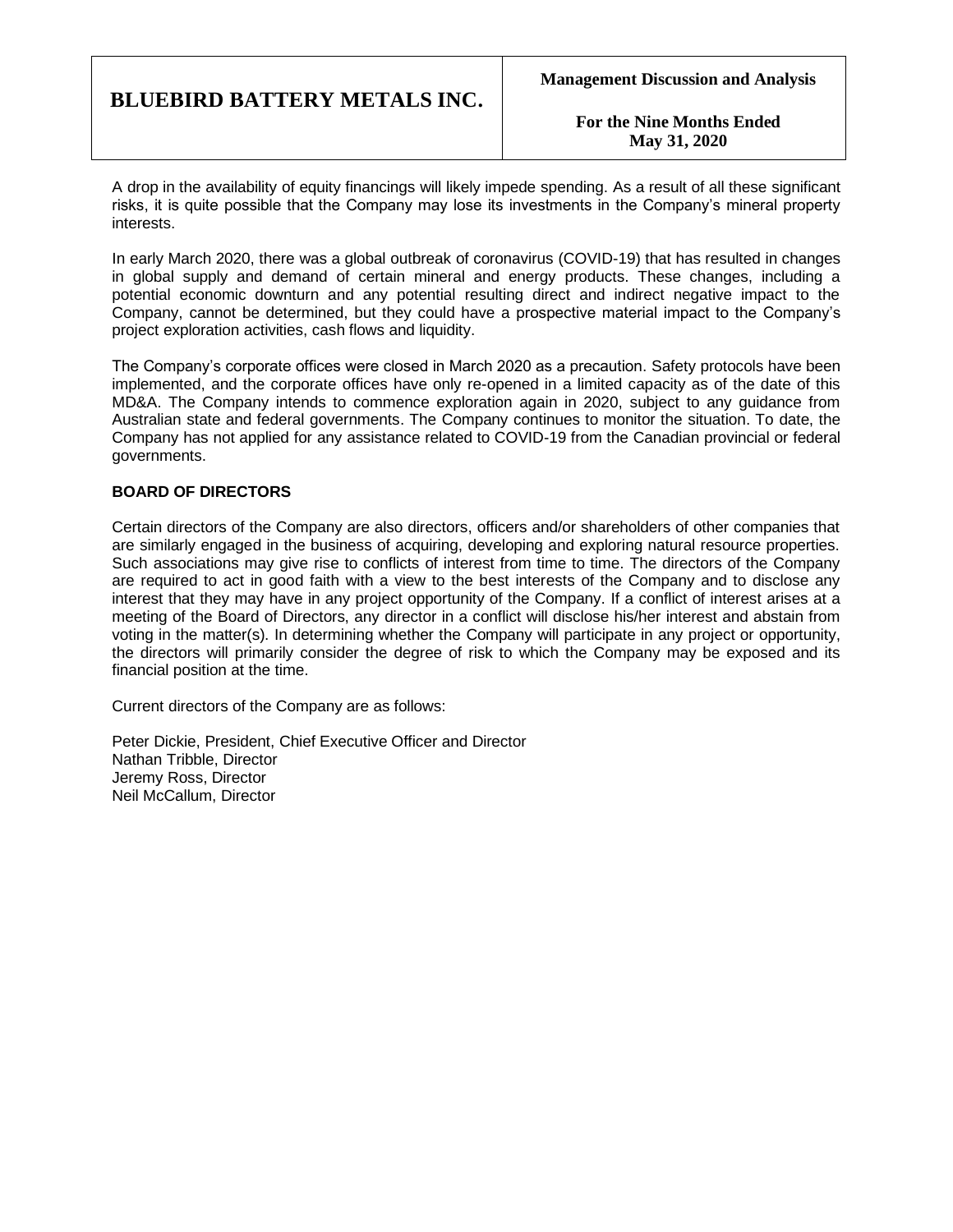A drop in the availability of equity financings will likely impede spending. As a result of all these significant risks, it is quite possible that the Company may lose its investments in the Company's mineral property interests.

In early March 2020, there was a global outbreak of coronavirus (COVID-19) that has resulted in changes in global supply and demand of certain mineral and energy products. These changes, including a potential economic downturn and any potential resulting direct and indirect negative impact to the Company, cannot be determined, but they could have a prospective material impact to the Company's project exploration activities, cash flows and liquidity.

The Company's corporate offices were closed in March 2020 as a precaution. Safety protocols have been implemented, and the corporate offices have only re-opened in a limited capacity as of the date of this MD&A. The Company intends to commence exploration again in 2020, subject to any guidance from Australian state and federal governments. The Company continues to monitor the situation. To date, the Company has not applied for any assistance related to COVID-19 from the Canadian provincial or federal governments.

## BOARD OF DIRECTORS

Certain directors of the Company are also directors, officers and/or shareholders of other companies that are similarly engaged in the business of acquiring, developing and exploring natural resource properties. Such associations may give rise to conflicts of interest from time to time. The directors of the Company are required to act in good faith with a view to the best interests of the Company and to disclose any interest that they may have in any project opportunity of the Company. If a conflict of interest arises at a meeting of the Board of Directors, any director in a conflict will disclose his/her interest and abstain from voting in the matter(s). In determining whether the Company will participate in any project or opportunity, the directors will primarily consider the degree of risk to which the Company may be exposed and its financial position at the time.

Current directors of the Company are as follows:

Peter Dickie, President, Chief Executive Officer and Director
Nathan Tribble, Director
Jeremy Ross, Director
Neil McCallum, Director